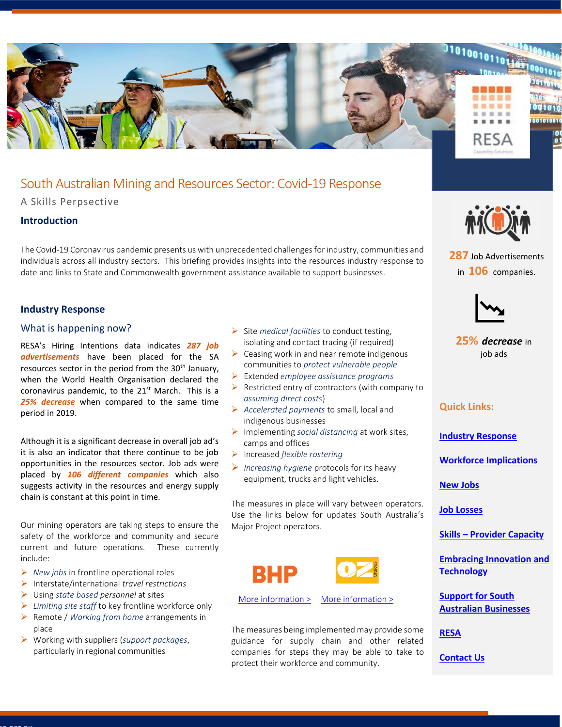# South Australian Mining and Resources Sector: Covid-19 Response

A Skills Perpsective

## Introduction

The Covid-19 Coronavirus pandemic presents us with unprecedented challenges for industry, communities and individuals across all industry sectors. This briefing provides insights into the resources industry response to date and links to State and Commonwealth government assistance available to support businesses.

## Industry Response

### What is happening now?

RESA's Hiring Intentions data indicates ***287 job advertisements*** have been placed for the SA resources sector in the period from the 30th January, when the World Health Organisation declared the coronavirus pandemic, to the 21st March. This is a ***25% decrease*** when compared to the same time period in 2019.

Although it is a significant decrease in overall job ad's it is also an indicator that there continue to be job opportunities in the resources sector. Job ads were placed by ***106 different companies*** which also suggests activity in the resources and energy supply chain is constant at this point in time.

Our mining operators are taking steps to ensure the safety of the workforce and community and secure current and future operations. These currently include:

- *New jobs* in frontline operational roles
- Interstate/international *travel restrictions*
- Using *state based personnel* at sites
- *Limiting site staff* to key frontline workforce only
- Remote / *Working from home* arrangements in place
- Working with suppliers (*support packages*, particularly in regional communities
- Site *medical facilities* to conduct testing, isolating and contact tracing (if required)
- Ceasing work in and near remote indigenous communities to *protect vulnerable people*
- Extended *employee assistance programs*
- Restricted entry of contractors (with company to *assuming direct costs*)
- *Accelerated payments* to small, local and indigenous businesses
- Implementing *social distancing* at work sites, camps and offices
- Increased *flexible rostering*
- *Increasing hygiene* protocols for its heavy equipment, trucks and light vehicles.

The measures in place will vary between operators. Use the links below for updates South Australia's Major Project operators.

BHP — More information >

OZ Minerals — More information >

The measures being implemented may provide some guidance for supply chain and other related companies for steps they may be able to take to protect their workforce and community.

**287** Job Advertisements in **106** companies.

**25% *decrease*** in job ads

**Quick Links:**

- Industry Response
- Workforce Implications
- New Jobs
- Job Losses
- Skills – Provider Capacity
- Embracing Innovation and Technology
- Support for South Australian Businesses
- RESA
- Contact Us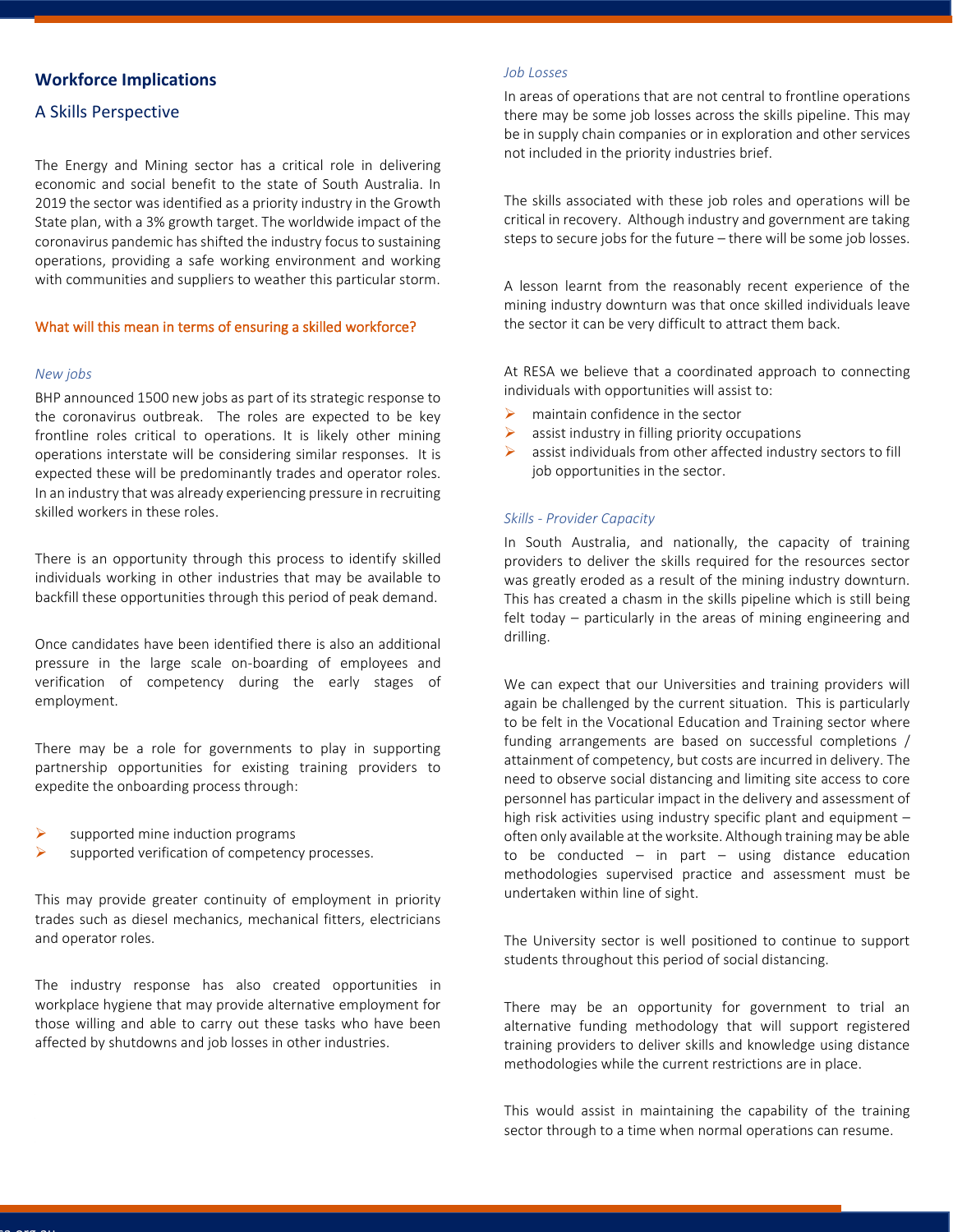## Workforce Implications

### A Skills Perspective

The Energy and Mining sector has a critical role in delivering economic and social benefit to the state of South Australia. In 2019 the sector was identified as a priority industry in the Growth State plan, with a 3% growth target. The worldwide impact of the coronavirus pandemic has shifted the industry focus to sustaining operations, providing a safe working environment and working with communities and suppliers to weather this particular storm.

**What will this mean in terms of ensuring a skilled workforce?**

*New jobs*

BHP announced 1500 new jobs as part of its strategic response to the coronavirus outbreak. The roles are expected to be key frontline roles critical to operations. It is likely other mining operations interstate will be considering similar responses. It is expected these will be predominantly trades and operator roles. In an industry that was already experiencing pressure in recruiting skilled workers in these roles.

There is an opportunity through this process to identify skilled individuals working in other industries that may be available to backfill these opportunities through this period of peak demand.

Once candidates have been identified there is also an additional pressure in the large scale on-boarding of employees and verification of competency during the early stages of employment.

There may be a role for governments to play in supporting partnership opportunities for existing training providers to expedite the onboarding process through:

- supported mine induction programs
- supported verification of competency processes.

This may provide greater continuity of employment in priority trades such as diesel mechanics, mechanical fitters, electricians and operator roles.

The industry response has also created opportunities in workplace hygiene that may provide alternative employment for those willing and able to carry out these tasks who have been affected by shutdowns and job losses in other industries.

*Job Losses*

In areas of operations that are not central to frontline operations there may be some job losses across the skills pipeline. This may be in supply chain companies or in exploration and other services not included in the priority industries brief.

The skills associated with these job roles and operations will be critical in recovery. Although industry and government are taking steps to secure jobs for the future – there will be some job losses.

A lesson learnt from the reasonably recent experience of the mining industry downturn was that once skilled individuals leave the sector it can be very difficult to attract them back.

At RESA we believe that a coordinated approach to connecting individuals with opportunities will assist to:

- maintain confidence in the sector
- assist industry in filling priority occupations
- assist individuals from other affected industry sectors to fill job opportunities in the sector.

*Skills - Provider Capacity*

In South Australia, and nationally, the capacity of training providers to deliver the skills required for the resources sector was greatly eroded as a result of the mining industry downturn. This has created a chasm in the skills pipeline which is still being felt today – particularly in the areas of mining engineering and drilling.

We can expect that our Universities and training providers will again be challenged by the current situation. This is particularly to be felt in the Vocational Education and Training sector where funding arrangements are based on successful completions / attainment of competency, but costs are incurred in delivery. The need to observe social distancing and limiting site access to core personnel has particular impact in the delivery and assessment of high risk activities using industry specific plant and equipment – often only available at the worksite. Although training may be able to be conducted – in part – using distance education methodologies supervised practice and assessment must be undertaken within line of sight.

The University sector is well positioned to continue to support students throughout this period of social distancing.

There may be an opportunity for government to trial an alternative funding methodology that will support registered training providers to deliver skills and knowledge using distance methodologies while the current restrictions are in place.

This would assist in maintaining the capability of the training sector through to a time when normal operations can resume.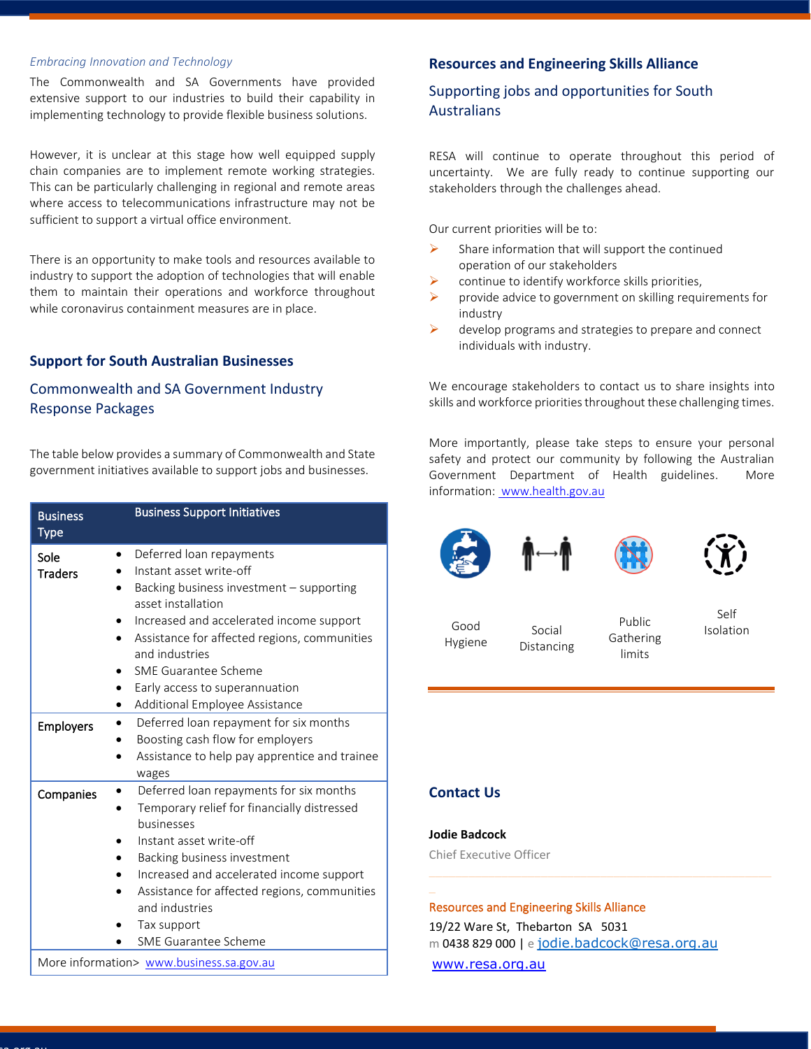*Embracing Innovation and Technology*

The Commonwealth and SA Governments have provided extensive support to our industries to build their capability in implementing technology to provide flexible business solutions.

However, it is unclear at this stage how well equipped supply chain companies are to implement remote working strategies. This can be particularly challenging in regional and remote areas where access to telecommunications infrastructure may not be sufficient to support a virtual office environment.

There is an opportunity to make tools and resources available to industry to support the adoption of technologies that will enable them to maintain their operations and workforce throughout while coronavirus containment measures are in place.

## Support for South Australian Businesses

### Commonwealth and SA Government Industry Response Packages

The table below provides a summary of Commonwealth and State government initiatives available to support jobs and businesses.

| Business Type | Business Support Initiatives |
|---|---|
| **Sole Traders** | • Deferred loan repayments<br>• Instant asset write-off<br>• Backing business investment – supporting asset installation<br>• Increased and accelerated income support<br>• Assistance for affected regions, communities and industries<br>• SME Guarantee Scheme<br>• Early access to superannuation<br>• Additional Employee Assistance |
| **Employers** | • Deferred loan repayment for six months<br>• Boosting cash flow for employers<br>• Assistance to help pay apprentice and trainee wages |
| **Companies** | • Deferred loan repayments for six months<br>• Temporary relief for financially distressed businesses<br>• Instant asset write-off<br>• Backing business investment<br>• Increased and accelerated income support<br>• Assistance for affected regions, communities and industries<br>• Tax support<br>• SME Guarantee Scheme |
| More information> www.business.sa.gov.au | |

## Resources and Engineering Skills Alliance

### Supporting jobs and opportunities for South Australians

RESA will continue to operate throughout this period of uncertainty. We are fully ready to continue supporting our stakeholders through the challenges ahead.

Our current priorities will be to:

- Share information that will support the continued operation of our stakeholders
- continue to identify workforce skills priorities,
- provide advice to government on skilling requirements for industry
- develop programs and strategies to prepare and connect individuals with industry.

We encourage stakeholders to contact us to share insights into skills and workforce priorities throughout these challenging times.

More importantly, please take steps to ensure your personal safety and protect our community by following the Australian Government Department of Health guidelines. More information: www.health.gov.au

Good Hygiene

Social Distancing

Public Gathering limits

Self Isolation

## Contact Us

**Jodie Badcock**
Chief Executive Officer

Resources and Engineering Skills Alliance
19/22 Ware St, Thebarton SA 5031
m 0438 829 000 | e jodie.badcock@resa.org.au
www.resa.org.au